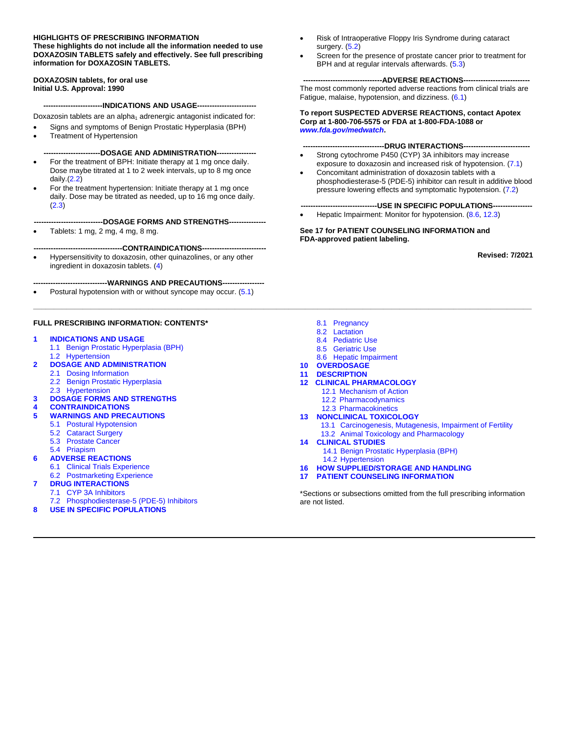**HIGHLIGHTS OF PRESCRIBING INFORMATION**
**These highlights do not include all the information needed to use DOXAZOSIN TABLETS safely and effectively. See full prescribing information for DOXAZOSIN TABLETS.**

**DOXAZOSIN tablets, for oral use**
**Initial U.S. Approval: 1990**

## INDICATIONS AND USAGE

Doxazosin tablets are an alpha$_1$ adrenergic antagonist indicated for:

- Signs and symptoms of Benign Prostatic Hyperplasia (BPH)
- Treatment of Hypertension

## DOSAGE AND ADMINISTRATION

- For the treatment of BPH: Initiate therapy at 1 mg once daily. Dose maybe titrated at 1 to 2 week intervals, up to 8 mg once daily.(2.2)
- For the treatment hypertension: Initiate therapy at 1 mg once daily. Dose may be titrated as needed, up to 16 mg once daily. (2.3)

## DOSAGE FORMS AND STRENGTHS

- Tablets: 1 mg, 2 mg, 4 mg, 8 mg.

## CONTRAINDICATIONS

- Hypersensitivity to doxazosin, other quinazolines, or any other ingredient in doxazosin tablets. (4)

## WARNINGS AND PRECAUTIONS

- Postural hypotension with or without syncope may occur. (5.1)
- Risk of Intraoperative Floppy Iris Syndrome during cataract surgery. (5.2)
- Screen for the presence of prostate cancer prior to treatment for BPH and at regular intervals afterwards. (5.3)

## ADVERSE REACTIONS

The most commonly reported adverse reactions from clinical trials are Fatigue, malaise, hypotension, and dizziness. (6.1)

**To report SUSPECTED ADVERSE REACTIONS, contact Apotex Corp at 1-800-706-5575 or FDA at 1-800-FDA-1088 or *www.fda.gov/medwatch*.**

## DRUG INTERACTIONS

- Strong cytochrome P450 (CYP) 3A inhibitors may increase exposure to doxazosin and increased risk of hypotension. (7.1)
- Concomitant administration of doxazosin tablets with a phosphodiesterase-5 (PDE-5) inhibitor can result in additive blood pressure lowering effects and symptomatic hypotension. (7.2)

## USE IN SPECIFIC POPULATIONS

- Hepatic Impairment: Monitor for hypotension. (8.6, 12.3)

**See 17 for PATIENT COUNSELING INFORMATION and FDA-approved patient labeling.**

**Revised: 7/2021**

---

## FULL PRESCRIBING INFORMATION: CONTENTS*

**1 INDICATIONS AND USAGE**
- 1.1 Benign Prostatic Hyperplasia (BPH)
- 1.2 Hypertension

**2 DOSAGE AND ADMINISTRATION**
- 2.1 Dosing Information
- 2.2 Benign Prostatic Hyperplasia
- 2.3 Hypertension

**3 DOSAGE FORMS AND STRENGTHS**

**4 CONTRAINDICATIONS**

**5 WARNINGS AND PRECAUTIONS**
- 5.1 Postural Hypotension
- 5.2 Cataract Surgery
- 5.3 Prostate Cancer
- 5.4 Priapism

**6 ADVERSE REACTIONS**
- 6.1 Clinical Trials Experience
- 6.2 Postmarketing Experience

**7 DRUG INTERACTIONS**
- 7.1 CYP 3A Inhibitors
- 7.2 Phosphodiesterase-5 (PDE-5) Inhibitors

**8 USE IN SPECIFIC POPULATIONS**
- 8.1 Pregnancy
- 8.2 Lactation
- 8.4 Pediatric Use
- 8.5 Geriatric Use
- 8.6 Hepatic Impairment

**10 OVERDOSAGE**

**11 DESCRIPTION**

**12 CLINICAL PHARMACOLOGY**
- 12.1 Mechanism of Action
- 12.2 Pharmacodynamics
- 12.3 Pharmacokinetics

**13 NONCLINICAL TOXICOLOGY**
- 13.1 Carcinogenesis, Mutagenesis, Impairment of Fertility
- 13.2 Animal Toxicology and Pharmacology

**14 CLINICAL STUDIES**
- 14.1 Benign Prostatic Hyperplasia (BPH)
- 14.2 Hypertension

**16 HOW SUPPLIED/STORAGE AND HANDLING**

**17 PATIENT COUNSELING INFORMATION**

*Sections or subsections omitted from the full prescribing information are not listed.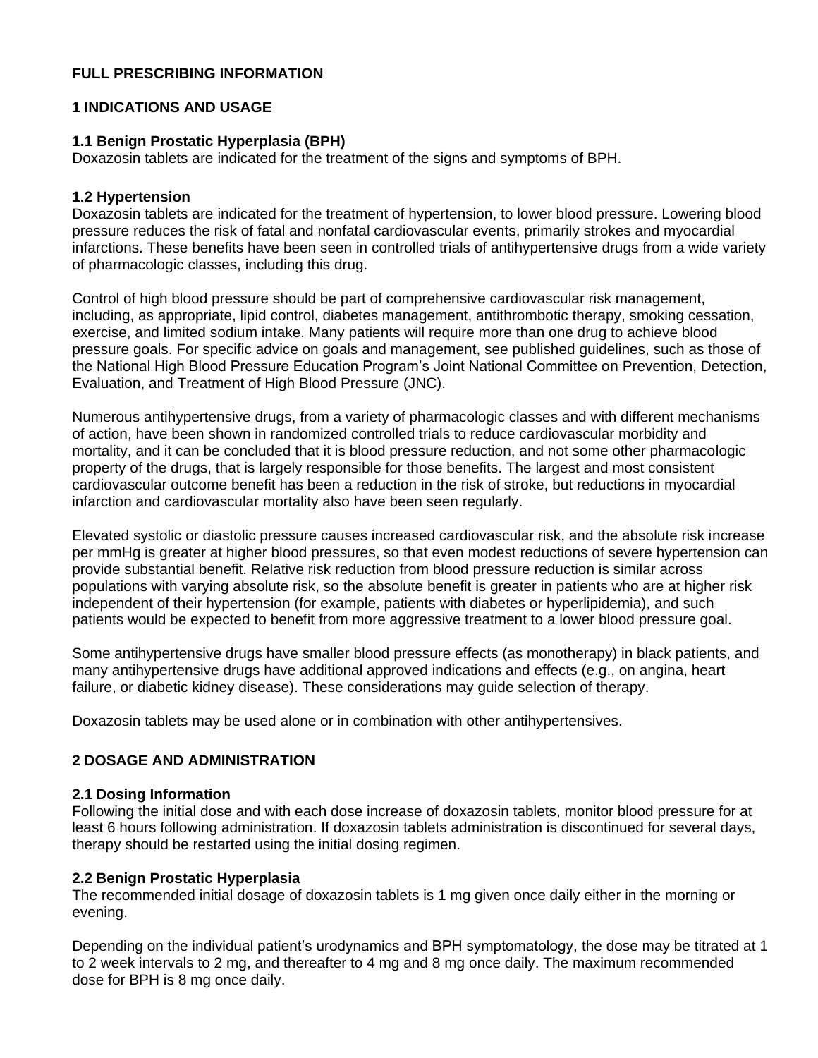# FULL PRESCRIBING INFORMATION

## 1 INDICATIONS AND USAGE

### 1.1 Benign Prostatic Hyperplasia (BPH)

Doxazosin tablets are indicated for the treatment of the signs and symptoms of BPH.

### 1.2 Hypertension

Doxazosin tablets are indicated for the treatment of hypertension, to lower blood pressure. Lowering blood pressure reduces the risk of fatal and nonfatal cardiovascular events, primarily strokes and myocardial infarctions. These benefits have been seen in controlled trials of antihypertensive drugs from a wide variety of pharmacologic classes, including this drug.

Control of high blood pressure should be part of comprehensive cardiovascular risk management, including, as appropriate, lipid control, diabetes management, antithrombotic therapy, smoking cessation, exercise, and limited sodium intake. Many patients will require more than one drug to achieve blood pressure goals. For specific advice on goals and management, see published guidelines, such as those of the National High Blood Pressure Education Program's Joint National Committee on Prevention, Detection, Evaluation, and Treatment of High Blood Pressure (JNC).

Numerous antihypertensive drugs, from a variety of pharmacologic classes and with different mechanisms of action, have been shown in randomized controlled trials to reduce cardiovascular morbidity and mortality, and it can be concluded that it is blood pressure reduction, and not some other pharmacologic property of the drugs, that is largely responsible for those benefits. The largest and most consistent cardiovascular outcome benefit has been a reduction in the risk of stroke, but reductions in myocardial infarction and cardiovascular mortality also have been seen regularly.

Elevated systolic or diastolic pressure causes increased cardiovascular risk, and the absolute risk increase per mmHg is greater at higher blood pressures, so that even modest reductions of severe hypertension can provide substantial benefit. Relative risk reduction from blood pressure reduction is similar across populations with varying absolute risk, so the absolute benefit is greater in patients who are at higher risk independent of their hypertension (for example, patients with diabetes or hyperlipidemia), and such patients would be expected to benefit from more aggressive treatment to a lower blood pressure goal.

Some antihypertensive drugs have smaller blood pressure effects (as monotherapy) in black patients, and many antihypertensive drugs have additional approved indications and effects (e.g., on angina, heart failure, or diabetic kidney disease). These considerations may guide selection of therapy.

Doxazosin tablets may be used alone or in combination with other antihypertensives.

## 2 DOSAGE AND ADMINISTRATION

### 2.1 Dosing Information

Following the initial dose and with each dose increase of doxazosin tablets, monitor blood pressure for at least 6 hours following administration. If doxazosin tablets administration is discontinued for several days, therapy should be restarted using the initial dosing regimen.

### 2.2 Benign Prostatic Hyperplasia

The recommended initial dosage of doxazosin tablets is 1 mg given once daily either in the morning or evening.

Depending on the individual patient's urodynamics and BPH symptomatology, the dose may be titrated at 1 to 2 week intervals to 2 mg, and thereafter to 4 mg and 8 mg once daily. The maximum recommended dose for BPH is 8 mg once daily.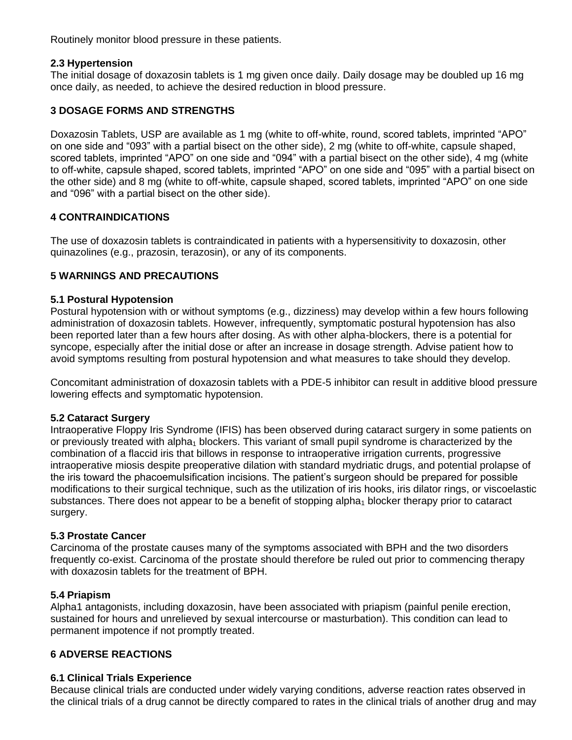Routinely monitor blood pressure in these patients.

### 2.3 Hypertension

The initial dosage of doxazosin tablets is 1 mg given once daily. Daily dosage may be doubled up 16 mg once daily, as needed, to achieve the desired reduction in blood pressure.

## 3 DOSAGE FORMS AND STRENGTHS

Doxazosin Tablets, USP are available as 1 mg (white to off-white, round, scored tablets, imprinted "APO" on one side and "093" with a partial bisect on the other side), 2 mg (white to off-white, capsule shaped, scored tablets, imprinted "APO" on one side and "094" with a partial bisect on the other side), 4 mg (white to off-white, capsule shaped, scored tablets, imprinted "APO" on one side and "095" with a partial bisect on the other side) and 8 mg (white to off-white, capsule shaped, scored tablets, imprinted "APO" on one side and "096" with a partial bisect on the other side).

## 4 CONTRAINDICATIONS

The use of doxazosin tablets is contraindicated in patients with a hypersensitivity to doxazosin, other quinazolines (e.g., prazosin, terazosin), or any of its components.

## 5 WARNINGS AND PRECAUTIONS

### 5.1 Postural Hypotension

Postural hypotension with or without symptoms (e.g., dizziness) may develop within a few hours following administration of doxazosin tablets. However, infrequently, symptomatic postural hypotension has also been reported later than a few hours after dosing. As with other alpha-blockers, there is a potential for syncope, especially after the initial dose or after an increase in dosage strength. Advise patient how to avoid symptoms resulting from postural hypotension and what measures to take should they develop.

Concomitant administration of doxazosin tablets with a PDE-5 inhibitor can result in additive blood pressure lowering effects and symptomatic hypotension.

### 5.2 Cataract Surgery

Intraoperative Floppy Iris Syndrome (IFIS) has been observed during cataract surgery in some patients on or previously treated with $alpha_1$ blockers. This variant of small pupil syndrome is characterized by the combination of a flaccid iris that billows in response to intraoperative irrigation currents, progressive intraoperative miosis despite preoperative dilation with standard mydriatic drugs, and potential prolapse of the iris toward the phacoemulsification incisions. The patient's surgeon should be prepared for possible modifications to their surgical technique, such as the utilization of iris hooks, iris dilator rings, or viscoelastic substances. There does not appear to be a benefit of stopping $alpha_1$ blocker therapy prior to cataract surgery.

### 5.3 Prostate Cancer

Carcinoma of the prostate causes many of the symptoms associated with BPH and the two disorders frequently co-exist. Carcinoma of the prostate should therefore be ruled out prior to commencing therapy with doxazosin tablets for the treatment of BPH.

### 5.4 Priapism

Alpha1 antagonists, including doxazosin, have been associated with priapism (painful penile erection, sustained for hours and unrelieved by sexual intercourse or masturbation). This condition can lead to permanent impotence if not promptly treated.

## 6 ADVERSE REACTIONS

### 6.1 Clinical Trials Experience

Because clinical trials are conducted under widely varying conditions, adverse reaction rates observed in the clinical trials of a drug cannot be directly compared to rates in the clinical trials of another drug and may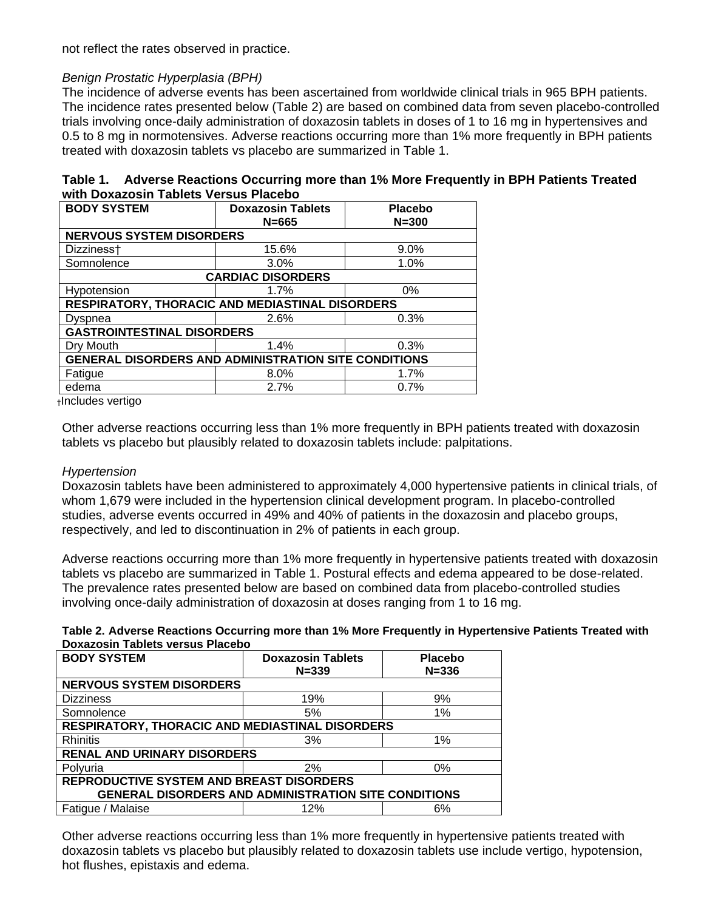not reflect the rates observed in practice.

*Benign Prostatic Hyperplasia (BPH)*

The incidence of adverse events has been ascertained from worldwide clinical trials in 965 BPH patients. The incidence rates presented below (Table 2) are based on combined data from seven placebo-controlled trials involving once-daily administration of doxazosin tablets in doses of 1 to 16 mg in hypertensives and 0.5 to 8 mg in normotensives. Adverse reactions occurring more than 1% more frequently in BPH patients treated with doxazosin tablets vs placebo are summarized in Table 1.

**Table 1. Adverse Reactions Occurring more than 1% More Frequently in BPH Patients Treated with Doxazosin Tablets Versus Placebo**

| BODY SYSTEM | Doxazosin Tablets N=665 | Placebo N=300 |
|---|---|---|
| **NERVOUS SYSTEM DISORDERS** | | |
| Dizziness† | 15.6% | 9.0% |
| Somnolence | 3.0% | 1.0% |
| **CARDIAC DISORDERS** | | |
| Hypotension | 1.7% | 0% |
| **RESPIRATORY, THORACIC AND MEDIASTINAL DISORDERS** | | |
| Dyspnea | 2.6% | 0.3% |
| **GASTROINTESTINAL DISORDERS** | | |
| Dry Mouth | 1.4% | 0.3% |
| **GENERAL DISORDERS AND ADMINISTRATION SITE CONDITIONS** | | |
| Fatigue | 8.0% | 1.7% |
| edema | 2.7% | 0.7% |

†Includes vertigo

Other adverse reactions occurring less than 1% more frequently in BPH patients treated with doxazosin tablets vs placebo but plausibly related to doxazosin tablets include: palpitations.

*Hypertension*

Doxazosin tablets have been administered to approximately 4,000 hypertensive patients in clinical trials, of whom 1,679 were included in the hypertension clinical development program. In placebo-controlled studies, adverse events occurred in 49% and 40% of patients in the doxazosin and placebo groups, respectively, and led to discontinuation in 2% of patients in each group.

Adverse reactions occurring more than 1% more frequently in hypertensive patients treated with doxazosin tablets vs placebo are summarized in Table 1. Postural effects and edema appeared to be dose-related. The prevalence rates presented below are based on combined data from placebo-controlled studies involving once-daily administration of doxazosin at doses ranging from 1 to 16 mg.

**Table 2. Adverse Reactions Occurring more than 1% More Frequently in Hypertensive Patients Treated with Doxazosin Tablets versus Placebo**

| BODY SYSTEM | Doxazosin Tablets N=339 | Placebo N=336 |
|---|---|---|
| **NERVOUS SYSTEM DISORDERS** | | |
| Dizziness | 19% | 9% |
| Somnolence | 5% | 1% |
| **RESPIRATORY, THORACIC AND MEDIASTINAL DISORDERS** | | |
| Rhinitis | 3% | 1% |
| **RENAL AND URINARY DISORDERS** | | |
| Polyuria | 2% | 0% |
| **REPRODUCTIVE SYSTEM AND BREAST DISORDERS** | | |
| **GENERAL DISORDERS AND ADMINISTRATION SITE CONDITIONS** | | |
| Fatigue / Malaise | 12% | 6% |

Other adverse reactions occurring less than 1% more frequently in hypertensive patients treated with doxazosin tablets vs placebo but plausibly related to doxazosin tablets use include vertigo, hypotension, hot flushes, epistaxis and edema.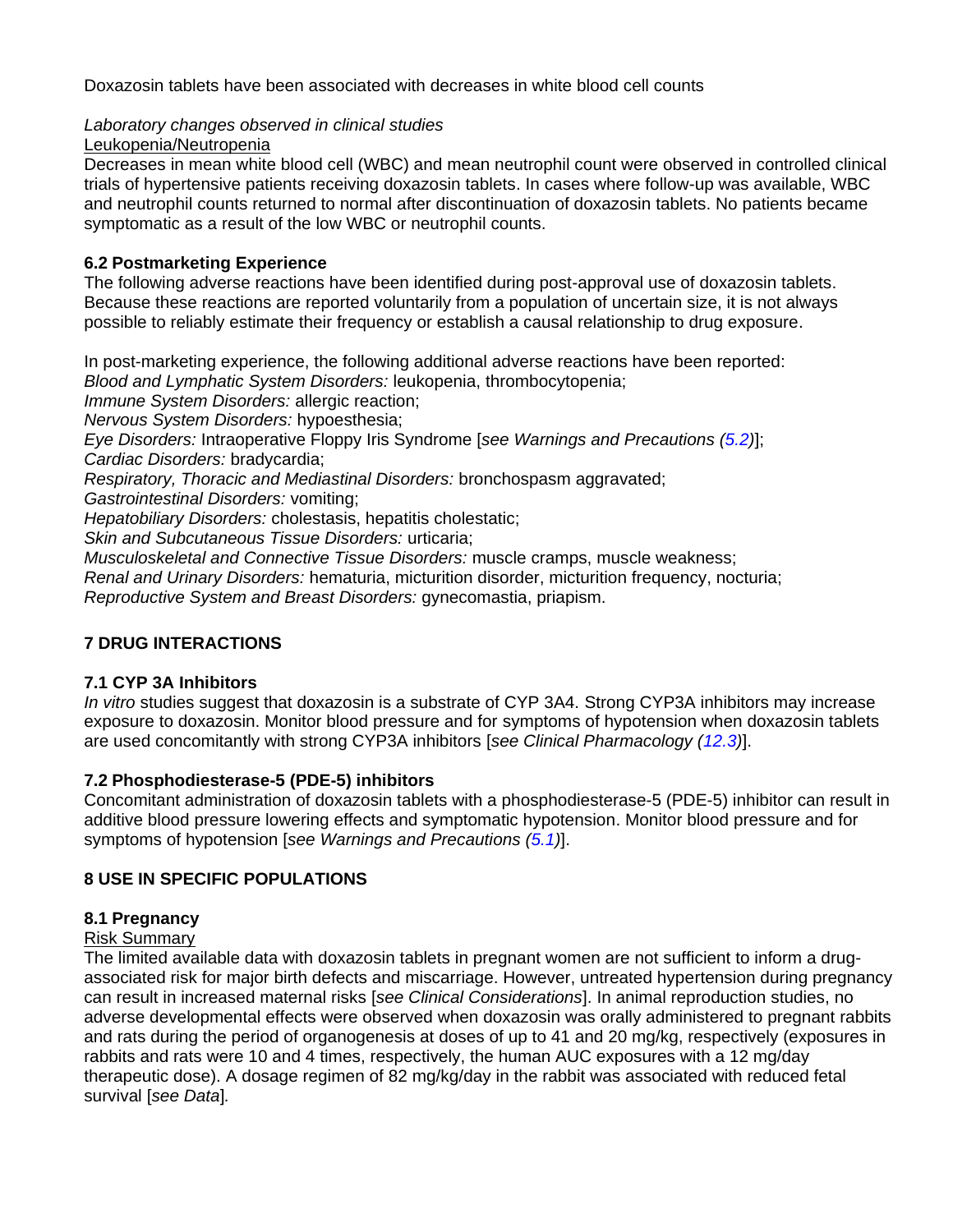Doxazosin tablets have been associated with decreases in white blood cell counts

*Laboratory changes observed in clinical studies*
Leukopenia/Neutropenia
Decreases in mean white blood cell (WBC) and mean neutrophil count were observed in controlled clinical trials of hypertensive patients receiving doxazosin tablets. In cases where follow-up was available, WBC and neutrophil counts returned to normal after discontinuation of doxazosin tablets. No patients became symptomatic as a result of the low WBC or neutrophil counts.

### 6.2 Postmarketing Experience

The following adverse reactions have been identified during post-approval use of doxazosin tablets. Because these reactions are reported voluntarily from a population of uncertain size, it is not always possible to reliably estimate their frequency or establish a causal relationship to drug exposure.

In post-marketing experience, the following additional adverse reactions have been reported:
*Blood and Lymphatic System Disorders:* leukopenia, thrombocytopenia;
*Immune System Disorders:* allergic reaction;
*Nervous System Disorders:* hypoesthesia;
*Eye Disorders:* Intraoperative Floppy Iris Syndrome [*see Warnings and Precautions (5.2)*];
*Cardiac Disorders:* bradycardia;
*Respiratory, Thoracic and Mediastinal Disorders:* bronchospasm aggravated;
*Gastrointestinal Disorders:* vomiting;
*Hepatobiliary Disorders:* cholestasis, hepatitis cholestatic;
*Skin and Subcutaneous Tissue Disorders:* urticaria;
*Musculoskeletal and Connective Tissue Disorders:* muscle cramps, muscle weakness;
*Renal and Urinary Disorders:* hematuria, micturition disorder, micturition frequency, nocturia;
*Reproductive System and Breast Disorders:* gynecomastia, priapism.

## 7 DRUG INTERACTIONS

### 7.1 CYP 3A Inhibitors

*In vitro* studies suggest that doxazosin is a substrate of CYP 3A4. Strong CYP3A inhibitors may increase exposure to doxazosin. Monitor blood pressure and for symptoms of hypotension when doxazosin tablets are used concomitantly with strong CYP3A inhibitors [*see Clinical Pharmacology (12.3)*].

### 7.2 Phosphodiesterase-5 (PDE-5) inhibitors

Concomitant administration of doxazosin tablets with a phosphodiesterase-5 (PDE-5) inhibitor can result in additive blood pressure lowering effects and symptomatic hypotension. Monitor blood pressure and for symptoms of hypotension [*see Warnings and Precautions (5.1)*].

## 8 USE IN SPECIFIC POPULATIONS

### 8.1 Pregnancy

Risk Summary
The limited available data with doxazosin tablets in pregnant women are not sufficient to inform a drug-associated risk for major birth defects and miscarriage. However, untreated hypertension during pregnancy can result in increased maternal risks [*see Clinical Considerations*]. In animal reproduction studies, no adverse developmental effects were observed when doxazosin was orally administered to pregnant rabbits and rats during the period of organogenesis at doses of up to 41 and 20 mg/kg, respectively (exposures in rabbits and rats were 10 and 4 times, respectively, the human AUC exposures with a 12 mg/day therapeutic dose). A dosage regimen of 82 mg/kg/day in the rabbit was associated with reduced fetal survival [*see Data*].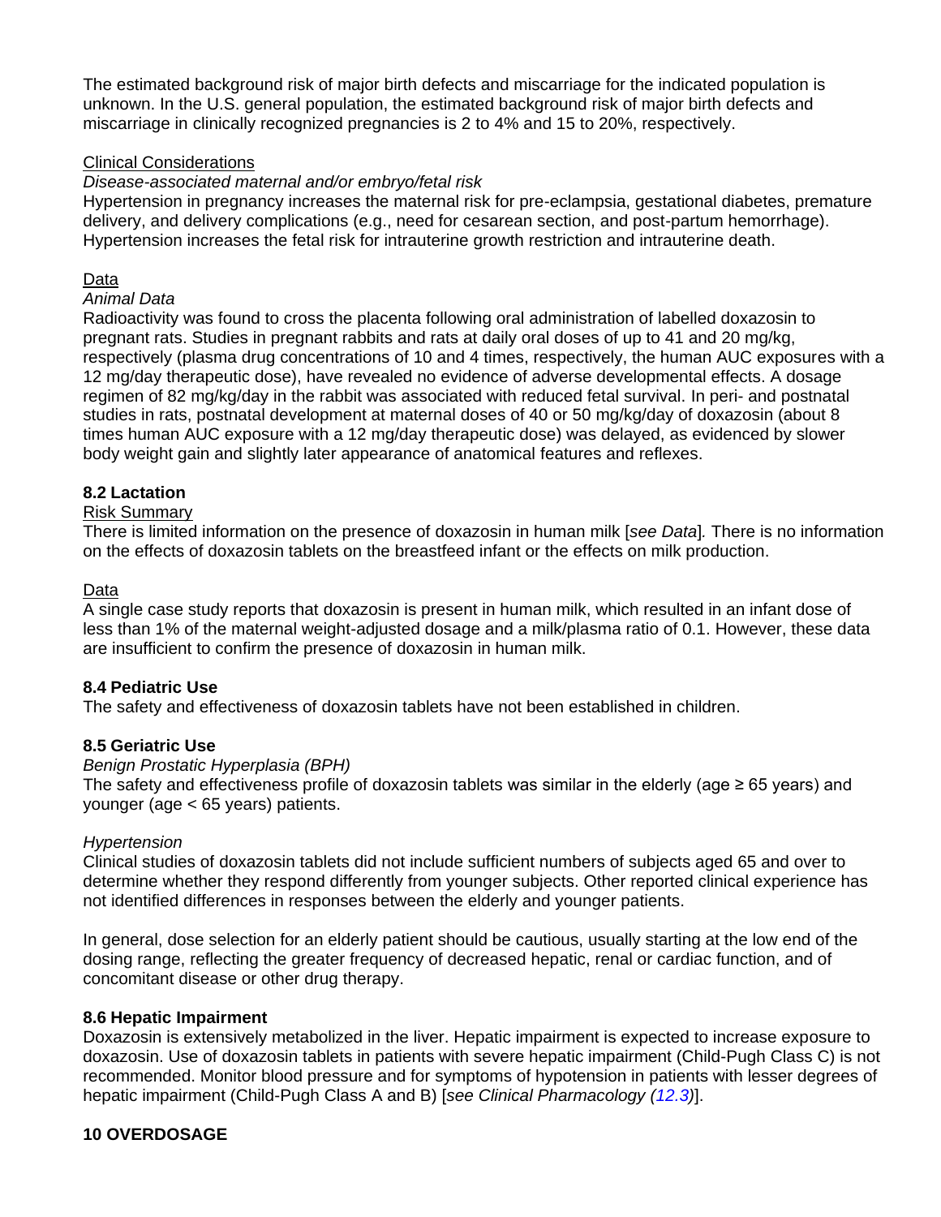The estimated background risk of major birth defects and miscarriage for the indicated population is unknown. In the U.S. general population, the estimated background risk of major birth defects and miscarriage in clinically recognized pregnancies is 2 to 4% and 15 to 20%, respectively.

Clinical Considerations

*Disease-associated maternal and/or embryo/fetal risk*

Hypertension in pregnancy increases the maternal risk for pre-eclampsia, gestational diabetes, premature delivery, and delivery complications (e.g., need for cesarean section, and post-partum hemorrhage). Hypertension increases the fetal risk for intrauterine growth restriction and intrauterine death.

Data

*Animal Data*

Radioactivity was found to cross the placenta following oral administration of labelled doxazosin to pregnant rats. Studies in pregnant rabbits and rats at daily oral doses of up to 41 and 20 mg/kg, respectively (plasma drug concentrations of 10 and 4 times, respectively, the human AUC exposures with a 12 mg/day therapeutic dose), have revealed no evidence of adverse developmental effects. A dosage regimen of 82 mg/kg/day in the rabbit was associated with reduced fetal survival. In peri- and postnatal studies in rats, postnatal development at maternal doses of 40 or 50 mg/kg/day of doxazosin (about 8 times human AUC exposure with a 12 mg/day therapeutic dose) was delayed, as evidenced by slower body weight gain and slightly later appearance of anatomical features and reflexes.

**8.2 Lactation**

Risk Summary

There is limited information on the presence of doxazosin in human milk [*see Data*]*.* There is no information on the effects of doxazosin tablets on the breastfeed infant or the effects on milk production.

Data

A single case study reports that doxazosin is present in human milk, which resulted in an infant dose of less than 1% of the maternal weight-adjusted dosage and a milk/plasma ratio of 0.1. However, these data are insufficient to confirm the presence of doxazosin in human milk.

**8.4 Pediatric Use**

The safety and effectiveness of doxazosin tablets have not been established in children.

**8.5 Geriatric Use**

*Benign Prostatic Hyperplasia (BPH)*

The safety and effectiveness profile of doxazosin tablets was similar in the elderly (age ≥ 65 years) and younger (age < 65 years) patients.

*Hypertension*

Clinical studies of doxazosin tablets did not include sufficient numbers of subjects aged 65 and over to determine whether they respond differently from younger subjects. Other reported clinical experience has not identified differences in responses between the elderly and younger patients.

In general, dose selection for an elderly patient should be cautious, usually starting at the low end of the dosing range, reflecting the greater frequency of decreased hepatic, renal or cardiac function, and of concomitant disease or other drug therapy.

**8.6 Hepatic Impairment**

Doxazosin is extensively metabolized in the liver. Hepatic impairment is expected to increase exposure to doxazosin. Use of doxazosin tablets in patients with severe hepatic impairment (Child-Pugh Class C) is not recommended. Monitor blood pressure and for symptoms of hypotension in patients with lesser degrees of hepatic impairment (Child-Pugh Class A and B) [*see Clinical Pharmacology (12.3)*].

**10 OVERDOSAGE**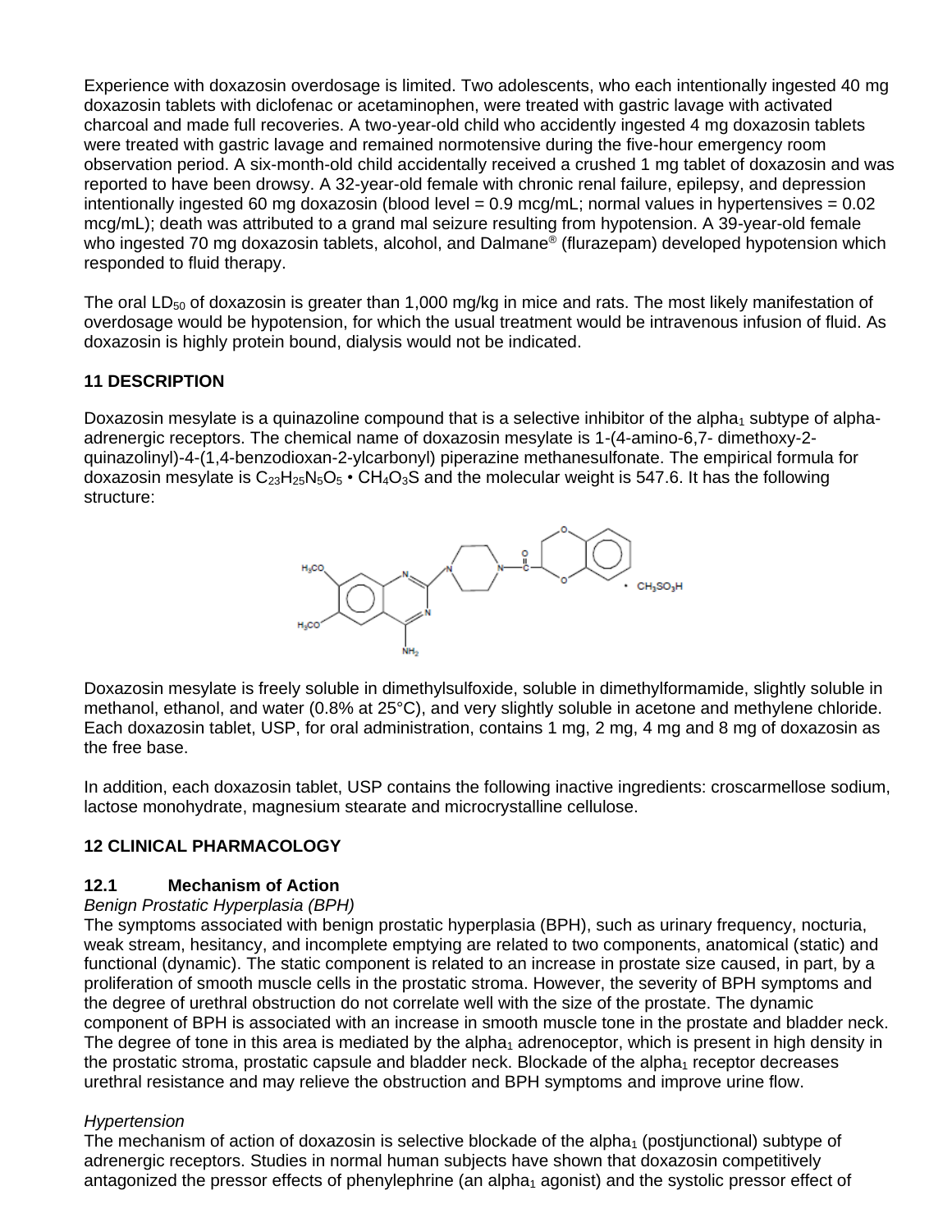Experience with doxazosin overdosage is limited. Two adolescents, who each intentionally ingested 40 mg doxazosin tablets with diclofenac or acetaminophen, were treated with gastric lavage with activated charcoal and made full recoveries. A two-year-old child who accidently ingested 4 mg doxazosin tablets were treated with gastric lavage and remained normotensive during the five-hour emergency room observation period. A six-month-old child accidentally received a crushed 1 mg tablet of doxazosin and was reported to have been drowsy. A 32-year-old female with chronic renal failure, epilepsy, and depression intentionally ingested 60 mg doxazosin (blood level = 0.9 mcg/mL; normal values in hypertensives = 0.02 mcg/mL); death was attributed to a grand mal seizure resulting from hypotension. A 39-year-old female who ingested 70 mg doxazosin tablets, alcohol, and Dalmane® (flurazepam) developed hypotension which responded to fluid therapy.

The oral $LD_{50}$ of doxazosin is greater than 1,000 mg/kg in mice and rats. The most likely manifestation of overdosage would be hypotension, for which the usual treatment would be intravenous infusion of fluid. As doxazosin is highly protein bound, dialysis would not be indicated.

## 11 DESCRIPTION

Doxazosin mesylate is a quinazoline compound that is a selective inhibitor of the $alpha_1$ subtype of alpha-adrenergic receptors. The chemical name of doxazosin mesylate is 1-(4-amino-6,7- dimethoxy-2-quinazolinyl)-4-(1,4-benzodioxan-2-ylcarbonyl) piperazine methanesulfonate. The empirical formula for doxazosin mesylate is $C_{23}H_{25}N_5O_5 \cdot CH_4O_3S$ and the molecular weight is 547.6. It has the following structure:

Doxazosin mesylate is freely soluble in dimethylsulfoxide, soluble in dimethylformamide, slightly soluble in methanol, ethanol, and water (0.8% at 25°C), and very slightly soluble in acetone and methylene chloride. Each doxazosin tablet, USP, for oral administration, contains 1 mg, 2 mg, 4 mg and 8 mg of doxazosin as the free base.

In addition, each doxazosin tablet, USP contains the following inactive ingredients: croscarmellose sodium, lactose monohydrate, magnesium stearate and microcrystalline cellulose.

## 12 CLINICAL PHARMACOLOGY

### 12.1 Mechanism of Action

*Benign Prostatic Hyperplasia (BPH)*

The symptoms associated with benign prostatic hyperplasia (BPH), such as urinary frequency, nocturia, weak stream, hesitancy, and incomplete emptying are related to two components, anatomical (static) and functional (dynamic). The static component is related to an increase in prostate size caused, in part, by a proliferation of smooth muscle cells in the prostatic stroma. However, the severity of BPH symptoms and the degree of urethral obstruction do not correlate well with the size of the prostate. The dynamic component of BPH is associated with an increase in smooth muscle tone in the prostate and bladder neck. The degree of tone in this area is mediated by the $alpha_1$ adrenoceptor, which is present in high density in the prostatic stroma, prostatic capsule and bladder neck. Blockade of the $alpha_1$ receptor decreases urethral resistance and may relieve the obstruction and BPH symptoms and improve urine flow.

*Hypertension*

The mechanism of action of doxazosin is selective blockade of the $alpha_1$ (postjunctional) subtype of adrenergic receptors. Studies in normal human subjects have shown that doxazosin competitively antagonized the pressor effects of phenylephrine (an $alpha_1$ agonist) and the systolic pressor effect of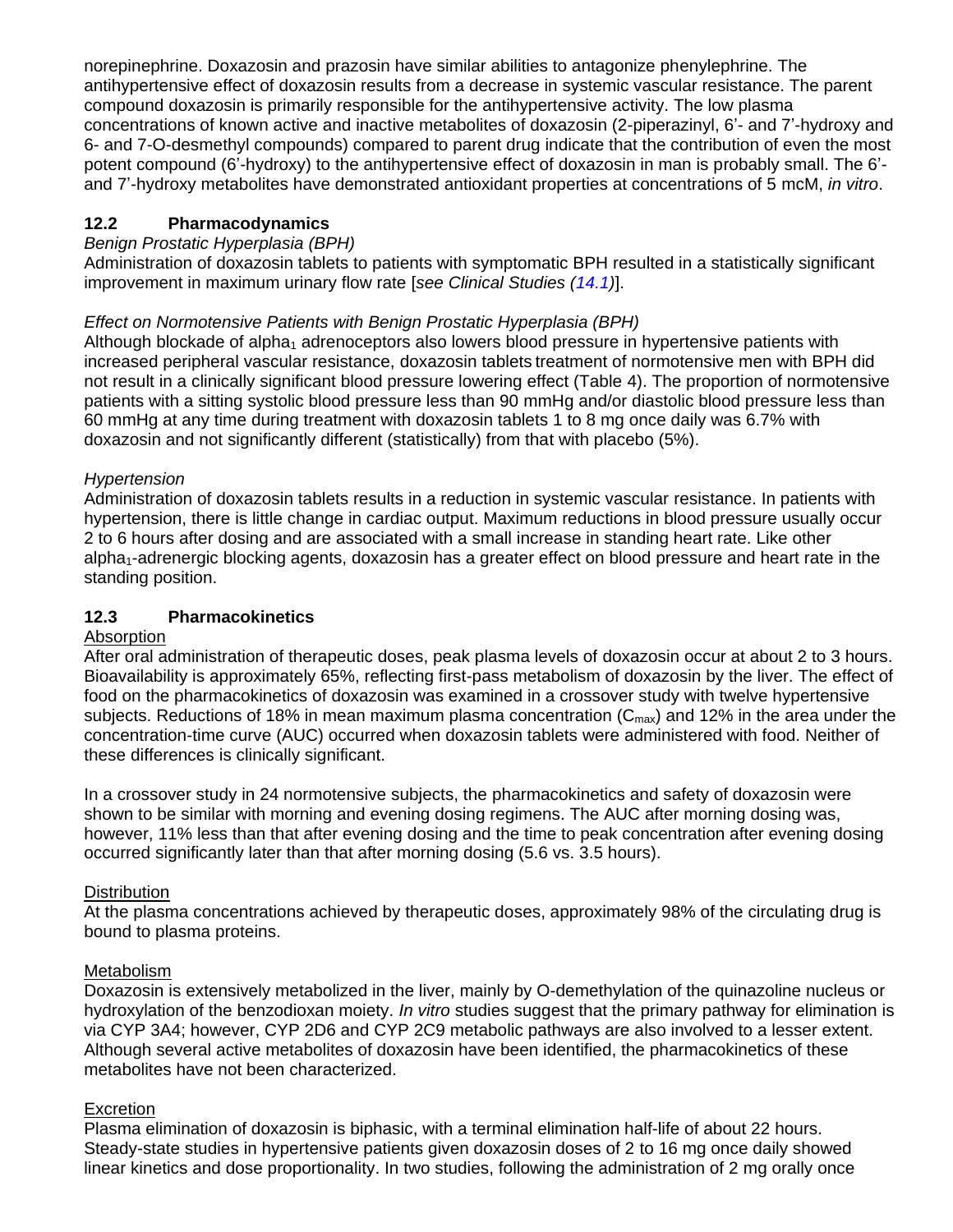norepinephrine. Doxazosin and prazosin have similar abilities to antagonize phenylephrine. The antihypertensive effect of doxazosin results from a decrease in systemic vascular resistance. The parent compound doxazosin is primarily responsible for the antihypertensive activity. The low plasma concentrations of known active and inactive metabolites of doxazosin (2-piperazinyl, 6'- and 7'-hydroxy and 6- and 7-O-desmethyl compounds) compared to parent drug indicate that the contribution of even the most potent compound (6'-hydroxy) to the antihypertensive effect of doxazosin in man is probably small. The 6'- and 7'-hydroxy metabolites have demonstrated antioxidant properties at concentrations of 5 mcM, *in vitro*.

### 12.2 Pharmacodynamics

*Benign Prostatic Hyperplasia (BPH)*

Administration of doxazosin tablets to patients with symptomatic BPH resulted in a statistically significant improvement in maximum urinary flow rate [*see Clinical Studies (14.1)*].

*Effect on Normotensive Patients with Benign Prostatic Hyperplasia (BPH)*

Although blockade of $alpha_1$ adrenoceptors also lowers blood pressure in hypertensive patients with increased peripheral vascular resistance, doxazosin tablets treatment of normotensive men with BPH did not result in a clinically significant blood pressure lowering effect (Table 4). The proportion of normotensive patients with a sitting systolic blood pressure less than 90 mmHg and/or diastolic blood pressure less than 60 mmHg at any time during treatment with doxazosin tablets 1 to 8 mg once daily was 6.7% with doxazosin and not significantly different (statistically) from that with placebo (5%).

*Hypertension*

Administration of doxazosin tablets results in a reduction in systemic vascular resistance. In patients with hypertension, there is little change in cardiac output. Maximum reductions in blood pressure usually occur 2 to 6 hours after dosing and are associated with a small increase in standing heart rate. Like other $alpha_1$-adrenergic blocking agents, doxazosin has a greater effect on blood pressure and heart rate in the standing position.

### 12.3 Pharmacokinetics

Absorption

After oral administration of therapeutic doses, peak plasma levels of doxazosin occur at about 2 to 3 hours. Bioavailability is approximately 65%, reflecting first-pass metabolism of doxazosin by the liver. The effect of food on the pharmacokinetics of doxazosin was examined in a crossover study with twelve hypertensive subjects. Reductions of 18% in mean maximum plasma concentration ($C_{max}$) and 12% in the area under the concentration-time curve (AUC) occurred when doxazosin tablets were administered with food. Neither of these differences is clinically significant.

In a crossover study in 24 normotensive subjects, the pharmacokinetics and safety of doxazosin were shown to be similar with morning and evening dosing regimens. The AUC after morning dosing was, however, 11% less than that after evening dosing and the time to peak concentration after evening dosing occurred significantly later than that after morning dosing (5.6 vs. 3.5 hours).

Distribution

At the plasma concentrations achieved by therapeutic doses, approximately 98% of the circulating drug is bound to plasma proteins.

Metabolism

Doxazosin is extensively metabolized in the liver, mainly by O-demethylation of the quinazoline nucleus or hydroxylation of the benzodioxan moiety. *In vitro* studies suggest that the primary pathway for elimination is via CYP 3A4; however, CYP 2D6 and CYP 2C9 metabolic pathways are also involved to a lesser extent. Although several active metabolites of doxazosin have been identified, the pharmacokinetics of these metabolites have not been characterized.

Excretion

Plasma elimination of doxazosin is biphasic, with a terminal elimination half-life of about 22 hours. Steady-state studies in hypertensive patients given doxazosin doses of 2 to 16 mg once daily showed linear kinetics and dose proportionality. In two studies, following the administration of 2 mg orally once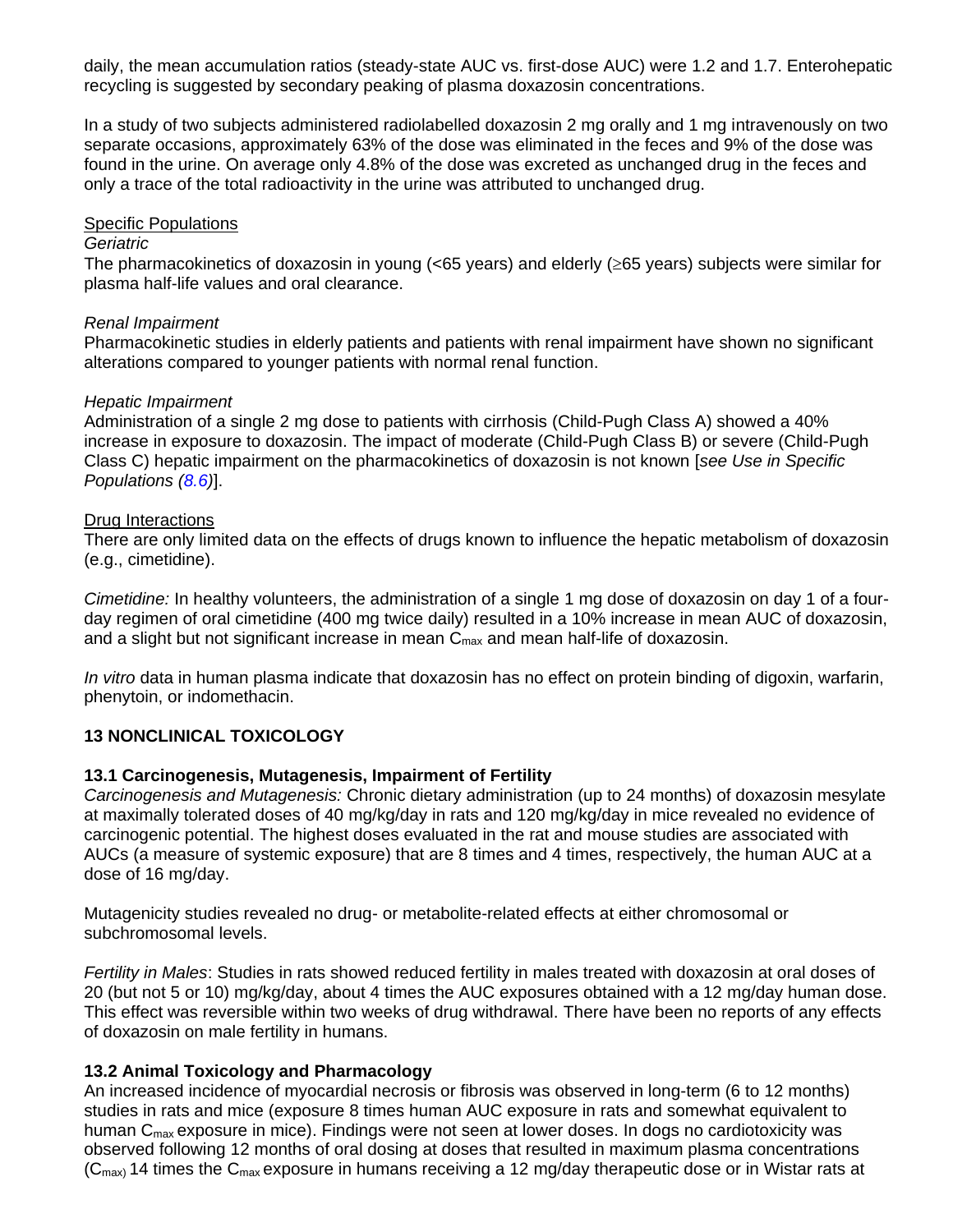daily, the mean accumulation ratios (steady-state AUC vs. first-dose AUC) were 1.2 and 1.7. Enterohepatic recycling is suggested by secondary peaking of plasma doxazosin concentrations.

In a study of two subjects administered radiolabelled doxazosin 2 mg orally and 1 mg intravenously on two separate occasions, approximately 63% of the dose was eliminated in the feces and 9% of the dose was found in the urine. On average only 4.8% of the dose was excreted as unchanged drug in the feces and only a trace of the total radioactivity in the urine was attributed to unchanged drug.

Specific Populations

*Geriatric*

The pharmacokinetics of doxazosin in young (<65 years) and elderly (≥65 years) subjects were similar for plasma half-life values and oral clearance.

*Renal Impairment*

Pharmacokinetic studies in elderly patients and patients with renal impairment have shown no significant alterations compared to younger patients with normal renal function.

*Hepatic Impairment*

Administration of a single 2 mg dose to patients with cirrhosis (Child-Pugh Class A) showed a 40% increase in exposure to doxazosin. The impact of moderate (Child-Pugh Class B) or severe (Child-Pugh Class C) hepatic impairment on the pharmacokinetics of doxazosin is not known [*see Use in Specific Populations (8.6)*].

Drug Interactions

There are only limited data on the effects of drugs known to influence the hepatic metabolism of doxazosin (e.g., cimetidine).

*Cimetidine:* In healthy volunteers, the administration of a single 1 mg dose of doxazosin on day 1 of a four-day regimen of oral cimetidine (400 mg twice daily) resulted in a 10% increase in mean AUC of doxazosin, and a slight but not significant increase in mean $C_{max}$ and mean half-life of doxazosin.

*In vitro* data in human plasma indicate that doxazosin has no effect on protein binding of digoxin, warfarin, phenytoin, or indomethacin.

## 13 NONCLINICAL TOXICOLOGY

### 13.1 Carcinogenesis, Mutagenesis, Impairment of Fertility

*Carcinogenesis and Mutagenesis:* Chronic dietary administration (up to 24 months) of doxazosin mesylate at maximally tolerated doses of 40 mg/kg/day in rats and 120 mg/kg/day in mice revealed no evidence of carcinogenic potential. The highest doses evaluated in the rat and mouse studies are associated with AUCs (a measure of systemic exposure) that are 8 times and 4 times, respectively, the human AUC at a dose of 16 mg/day.

Mutagenicity studies revealed no drug- or metabolite-related effects at either chromosomal or subchromosomal levels.

*Fertility in Males*: Studies in rats showed reduced fertility in males treated with doxazosin at oral doses of 20 (but not 5 or 10) mg/kg/day, about 4 times the AUC exposures obtained with a 12 mg/day human dose. This effect was reversible within two weeks of drug withdrawal. There have been no reports of any effects of doxazosin on male fertility in humans.

### 13.2 Animal Toxicology and Pharmacology

An increased incidence of myocardial necrosis or fibrosis was observed in long-term (6 to 12 months) studies in rats and mice (exposure 8 times human AUC exposure in rats and somewhat equivalent to human $C_{max}$ exposure in mice). Findings were not seen at lower doses. In dogs no cardiotoxicity was observed following 12 months of oral dosing at doses that resulted in maximum plasma concentrations ($C_{max}$) 14 times the $C_{max}$ exposure in humans receiving a 12 mg/day therapeutic dose or in Wistar rats at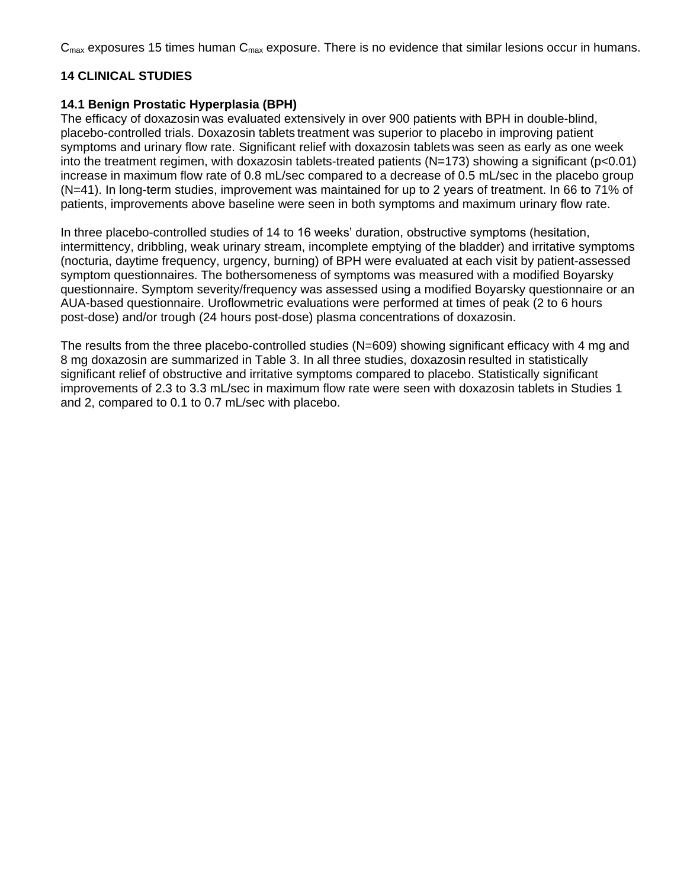$C_{max}$ exposures 15 times human $C_{max}$ exposure. There is no evidence that similar lesions occur in humans.

## 14 CLINICAL STUDIES

### 14.1 Benign Prostatic Hyperplasia (BPH)

The efficacy of doxazosin was evaluated extensively in over 900 patients with BPH in double-blind, placebo-controlled trials. Doxazosin tablets treatment was superior to placebo in improving patient symptoms and urinary flow rate. Significant relief with doxazosin tablets was seen as early as one week into the treatment regimen, with doxazosin tablets-treated patients (N=173) showing a significant ($p<0.01$) increase in maximum flow rate of 0.8 mL/sec compared to a decrease of 0.5 mL/sec in the placebo group (N=41). In long-term studies, improvement was maintained for up to 2 years of treatment. In 66 to 71% of patients, improvements above baseline were seen in both symptoms and maximum urinary flow rate.

In three placebo-controlled studies of 14 to 16 weeks' duration, obstructive symptoms (hesitation, intermittency, dribbling, weak urinary stream, incomplete emptying of the bladder) and irritative symptoms (nocturia, daytime frequency, urgency, burning) of BPH were evaluated at each visit by patient-assessed symptom questionnaires. The bothersomeness of symptoms was measured with a modified Boyarsky questionnaire. Symptom severity/frequency was assessed using a modified Boyarsky questionnaire or an AUA-based questionnaire. Uroflowmetric evaluations were performed at times of peak (2 to 6 hours post-dose) and/or trough (24 hours post-dose) plasma concentrations of doxazosin.

The results from the three placebo-controlled studies (N=609) showing significant efficacy with 4 mg and 8 mg doxazosin are summarized in Table 3. In all three studies, doxazosin resulted in statistically significant relief of obstructive and irritative symptoms compared to placebo. Statistically significant improvements of 2.3 to 3.3 mL/sec in maximum flow rate were seen with doxazosin tablets in Studies 1 and 2, compared to 0.1 to 0.7 mL/sec with placebo.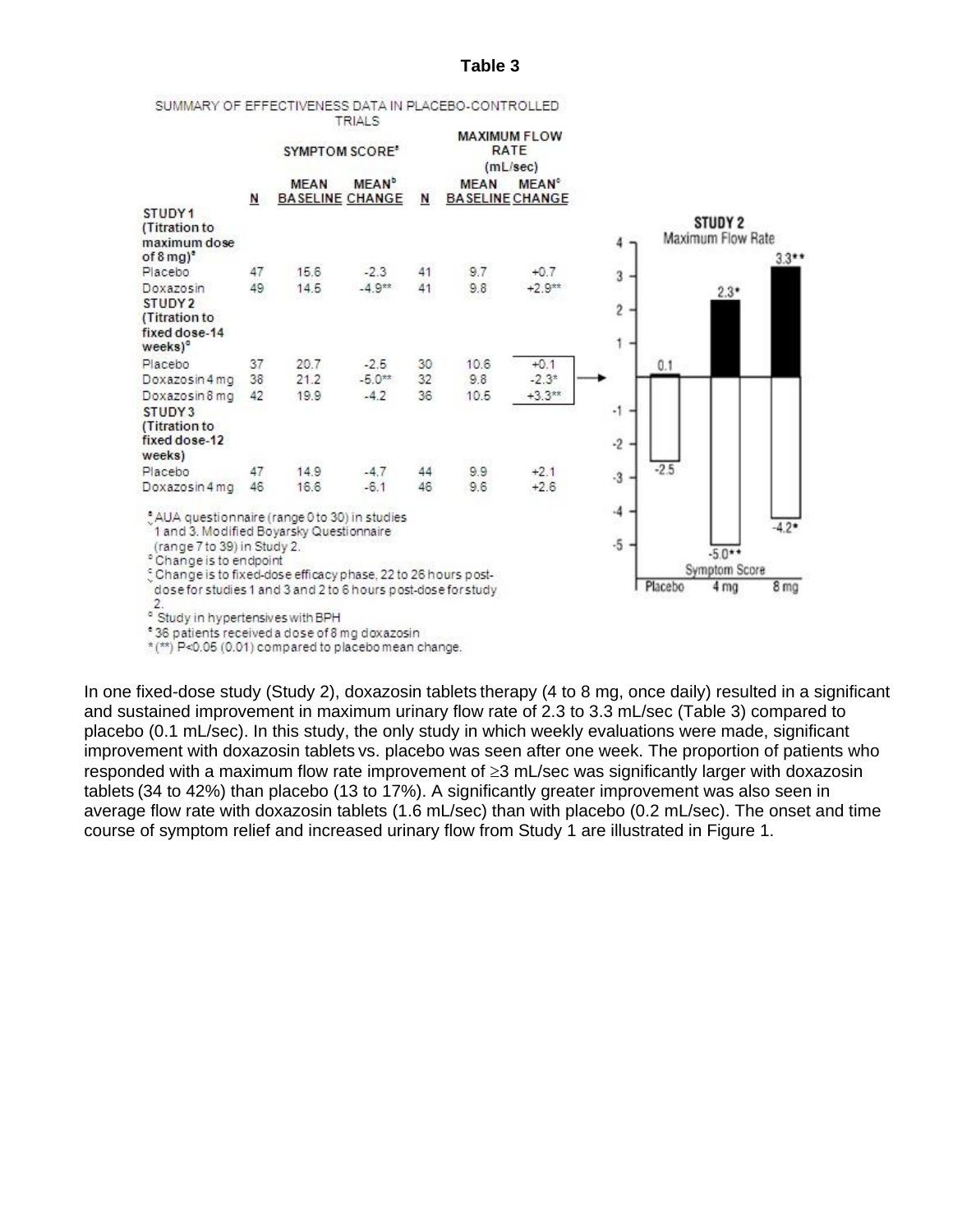**Table 3**

SUMMARY OF EFFECTIVENESS DATA IN PLACEBO-CONTROLLED TRIALS

| | SYMPTOM SCORE[a] | | | MAXIMUM FLOW RATE (mL/sec) | | |
|---|---|---|---|---|---|---|
| | N | MEAN BASELINE | MEAN[b] CHANGE | N | MEAN BASELINE | MEAN[c] CHANGE |
| **STUDY 1 (Titration to maximum dose of 8 mg)[e]** | | | | | | |
| Placebo | 47 | 15.6 | -2.3 | 41 | 9.7 | +0.7 |
| Doxazosin | 49 | 14.5 | -4.9** | 41 | 9.8 | +2.9** |
| **STUDY 2 (Titration to fixed dose-14 weeks)[d]** | | | | | | |
| Placebo | 37 | 20.7 | -2.5 | 30 | 10.6 | +0.1 |
| Doxazosin 4 mg | 38 | 21.2 | -5.0** | 32 | 9.8 | -2.3* |
| Doxazosin 8 mg | 42 | 19.9 | -4.2 | 36 | 10.5 | +3.3** |
| **STUDY 3 (Titration to fixed dose-12 weeks)** | | | | | | |
| Placebo | 47 | 14.9 | -4.7 | 44 | 9.9 | +2.1 |
| Doxazosin 4 mg | 46 | 16.6 | -6.1 | 46 | 9.6 | +2.6 |

[a] AUA questionnaire (range 0 to 30) in studies 1 and 3. Modified Boyarsky Questionnaire (range 7 to 39) in Study 2.
[b] Change is to endpoint
[c] Change is to fixed-dose efficacy phase, 22 to 26 hours post-dose for studies 1 and 3 and 2 to 6 hours post-dose for study 2.
[d] Study in hypertensives with BPH
[e] 36 patients received a dose of 8 mg doxazosin
*(**) P<0.05 (0.01) compared to placebo mean change.

**STUDY 2**

Maximum Flow Rate

| | Placebo | 4 mg | 8 mg |
|---|---|---|---|
| Maximum Flow Rate | 0.1 | 2.3* | 3.3** |
| Symptom Score | -2.5 | -5.0** | -4.2* |

In one fixed-dose study (Study 2), doxazosin tablets therapy (4 to 8 mg, once daily) resulted in a significant and sustained improvement in maximum urinary flow rate of 2.3 to 3.3 mL/sec (Table 3) compared to placebo (0.1 mL/sec). In this study, the only study in which weekly evaluations were made, significant improvement with doxazosin tablets vs. placebo was seen after one week. The proportion of patients who responded with a maximum flow rate improvement of ≥3 mL/sec was significantly larger with doxazosin tablets (34 to 42%) than placebo (13 to 17%). A significantly greater improvement was also seen in average flow rate with doxazosin tablets (1.6 mL/sec) than with placebo (0.2 mL/sec). The onset and time course of symptom relief and increased urinary flow from Study 1 are illustrated in Figure 1.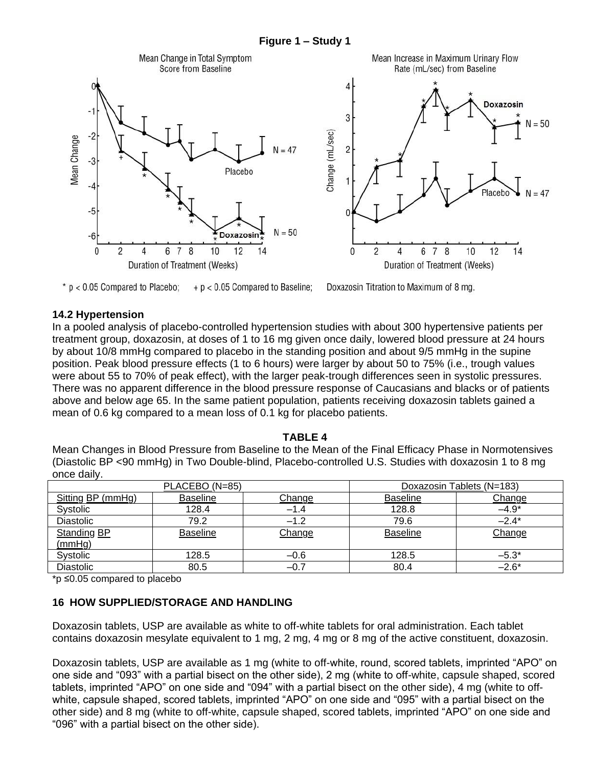**Figure 1 – Study 1**

\* p < 0.05 Compared to Placebo; + p < 0.05 Compared to Baseline; Doxazosin Titration to Maximum of 8 mg.

### 14.2 Hypertension

In a pooled analysis of placebo-controlled hypertension studies with about 300 hypertensive patients per treatment group, doxazosin, at doses of 1 to 16 mg given once daily, lowered blood pressure at 24 hours by about 10/8 mmHg compared to placebo in the standing position and about 9/5 mmHg in the supine position. Peak blood pressure effects (1 to 6 hours) were larger by about 50 to 75% (i.e., trough values were about 55 to 70% of peak effect), with the larger peak-trough differences seen in systolic pressures. There was no apparent difference in the blood pressure response of Caucasians and blacks or of patients above and below age 65. In the same patient population, patients receiving doxazosin tablets gained a mean of 0.6 kg compared to a mean loss of 0.1 kg for placebo patients.

**TABLE 4**

Mean Changes in Blood Pressure from Baseline to the Mean of the Final Efficacy Phase in Normotensives (Diastolic BP <90 mmHg) in Two Double-blind, Placebo-controlled U.S. Studies with doxazosin 1 to 8 mg once daily.

| PLACEBO (N=85) | | | Doxazosin Tablets (N=183) | |
|---|---|---|---|---|
| Sitting BP (mmHg) | Baseline | Change | Baseline | Change |
| Systolic | 128.4 | –1.4 | 128.8 | –4.9* |
| Diastolic | 79.2 | –1.2 | 79.6 | –2.4* |
| Standing BP (mmHg) | Baseline | Change | Baseline | Change |
| Systolic | 128.5 | –0.6 | 128.5 | –5.3* |
| Diastolic | 80.5 | –0.7 | 80.4 | –2.6* |

*p ≤0.05 compared to placebo

## 16 HOW SUPPLIED/STORAGE AND HANDLING

Doxazosin tablets, USP are available as white to off-white tablets for oral administration. Each tablet contains doxazosin mesylate equivalent to 1 mg, 2 mg, 4 mg or 8 mg of the active constituent, doxazosin.

Doxazosin tablets, USP are available as 1 mg (white to off-white, round, scored tablets, imprinted "APO" on one side and "093" with a partial bisect on the other side), 2 mg (white to off-white, capsule shaped, scored tablets, imprinted "APO" on one side and "094" with a partial bisect on the other side), 4 mg (white to off-white, capsule shaped, scored tablets, imprinted "APO" on one side and "095" with a partial bisect on the other side) and 8 mg (white to off-white, capsule shaped, scored tablets, imprinted "APO" on one side and "096" with a partial bisect on the other side).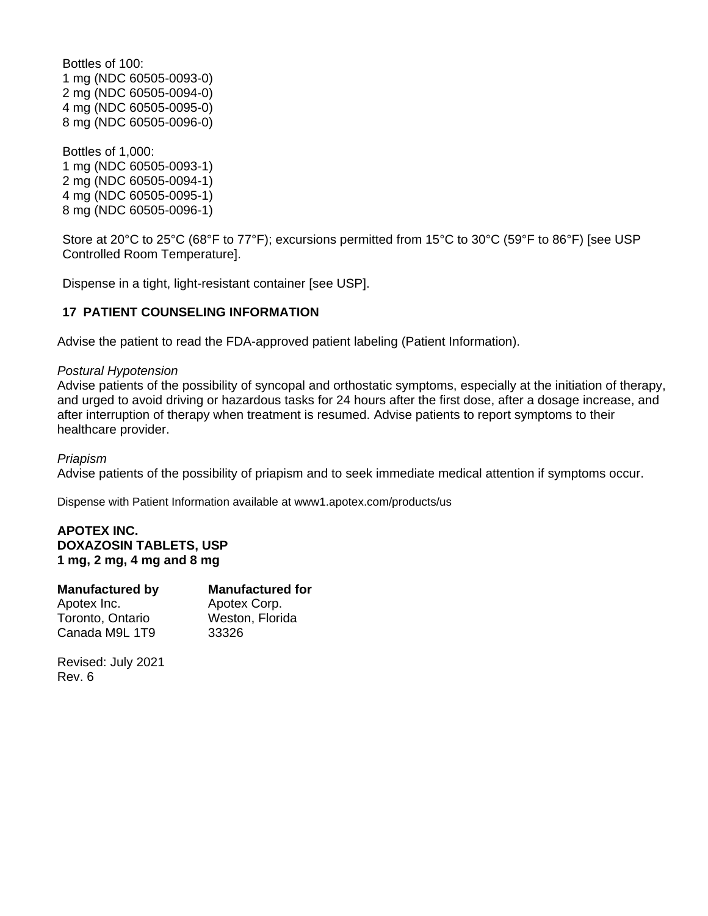Bottles of 100:
1 mg (NDC 60505-0093-0)
2 mg (NDC 60505-0094-0)
4 mg (NDC 60505-0095-0)
8 mg (NDC 60505-0096-0)

Bottles of 1,000:
1 mg (NDC 60505-0093-1)
2 mg (NDC 60505-0094-1)
4 mg (NDC 60505-0095-1)
8 mg (NDC 60505-0096-1)

Store at 20°C to 25°C (68°F to 77°F); excursions permitted from 15°C to 30°C (59°F to 86°F) [see USP Controlled Room Temperature].

Dispense in a tight, light-resistant container [see USP].

## 17 PATIENT COUNSELING INFORMATION

Advise the patient to read the FDA-approved patient labeling (Patient Information).

*Postural Hypotension*
Advise patients of the possibility of syncopal and orthostatic symptoms, especially at the initiation of therapy, and urged to avoid driving or hazardous tasks for 24 hours after the first dose, after a dosage increase, and after interruption of therapy when treatment is resumed. Advise patients to report symptoms to their healthcare provider.

*Priapism*
Advise patients of the possibility of priapism and to seek immediate medical attention if symptoms occur.

Dispense with Patient Information available at www1.apotex.com/products/us

**APOTEX INC.**
**DOXAZOSIN TABLETS, USP**
**1 mg, 2 mg, 4 mg and 8 mg**

| **Manufactured by** | **Manufactured for** |
|---|---|
| Apotex Inc. | Apotex Corp. |
| Toronto, Ontario | Weston, Florida |
| Canada M9L 1T9 | 33326 |

Revised: July 2021
Rev. 6